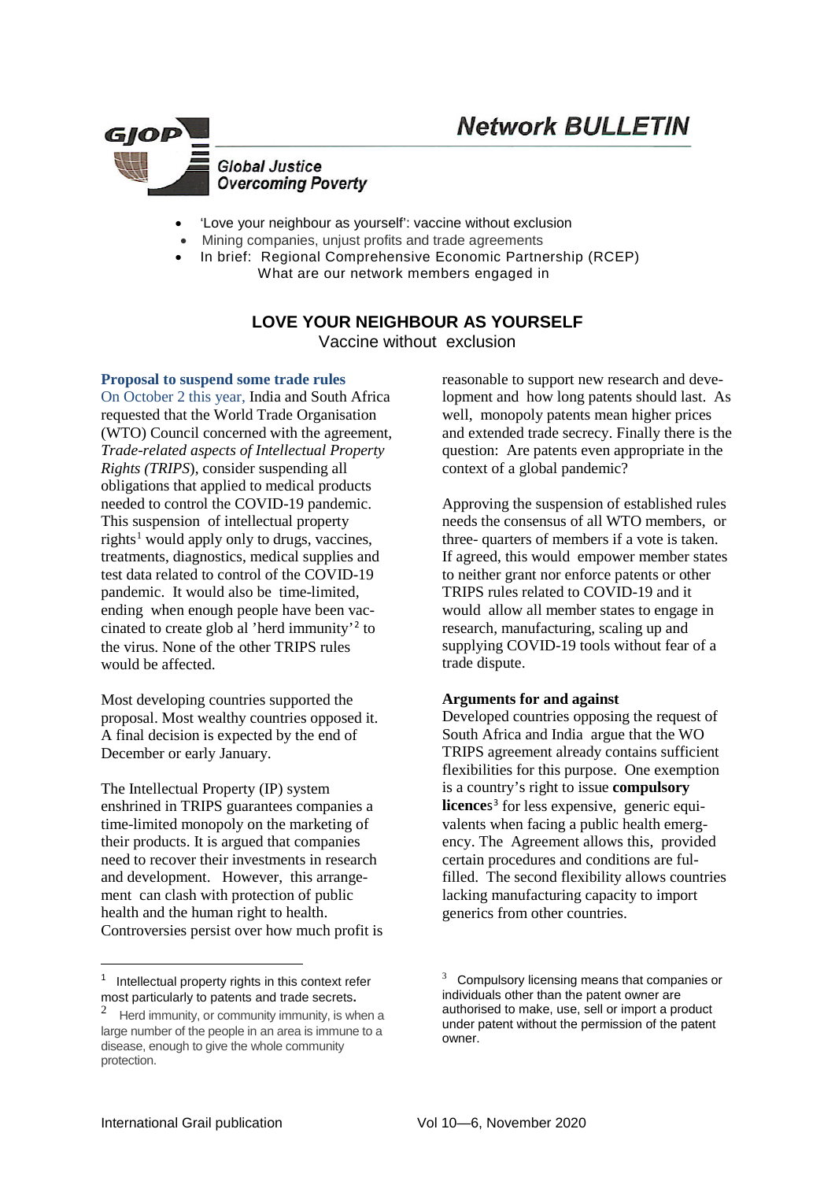# Network BULLETIN

**GJOP** Global Justice Overcoming Poverty

- 'Love your neighbour as yourself': vaccine without exclusion
- Mining companies, unjust profits and trade agreements
- In brief: Regional Comprehensive Economic Partnership (RCEP)
  What are our network members engaged in

## LOVE YOUR NEIGHBOUR AS YOURSELF

Vaccine without exclusion

### Proposal to suspend some trade rules

On October 2 this year, India and South Africa requested that the World Trade Organisation (WTO) Council concerned with the agreement, *Trade-related aspects of Intellectual Property Rights (TRIPS)*, consider suspending all obligations that applied to medical products needed to control the COVID-19 pandemic. This suspension of intellectual property rights[1] would apply only to drugs, vaccines, treatments, diagnostics, medical supplies and test data related to control of the COVID-19 pandemic. It would also be time-limited, ending when enough people have been vaccinated to create glob al 'herd immunity'[2] to the virus. None of the other TRIPS rules would be affected.

Most developing countries supported the proposal. Most wealthy countries opposed it. A final decision is expected by the end of December or early January.

The Intellectual Property (IP) system enshrined in TRIPS guarantees companies a time-limited monopoly on the marketing of their products. It is argued that companies need to recover their investments in research and development. However, this arrangement can clash with protection of public health and the human right to health. Controversies persist over how much profit is reasonable to support new research and development and how long patents should last. As well, monopoly patents mean higher prices and extended trade secrecy. Finally there is the question: Are patents even appropriate in the context of a global pandemic?

Approving the suspension of established rules needs the consensus of all WTO members, or three- quarters of members if a vote is taken. If agreed, this would empower member states to neither grant nor enforce patents or other TRIPS rules related to COVID-19 and it would allow all member states to engage in research, manufacturing, scaling up and supplying COVID-19 tools without fear of a trade dispute.

### Arguments for and against

Developed countries opposing the request of South Africa and India argue that the WO TRIPS agreement already contains sufficient flexibilities for this purpose. One exemption is a country's right to issue **compulsory licences**[3] for less expensive, generic equivalents when facing a public health emergency. The Agreement allows this, provided certain procedures and conditions are fulfilled. The second flexibility allows countries lacking manufacturing capacity to import generics from other countries.

---

[1] Intellectual property rights in this context refer most particularly to patents and trade secrets**.**

[2] Herd immunity, or community immunity, is when a large number of the people in an area is immune to a disease, enough to give the whole community protection.

[3] Compulsory licensing means that companies or individuals other than the patent owner are authorised to make, use, sell or import a product under patent without the permission of the patent owner.

International Grail publication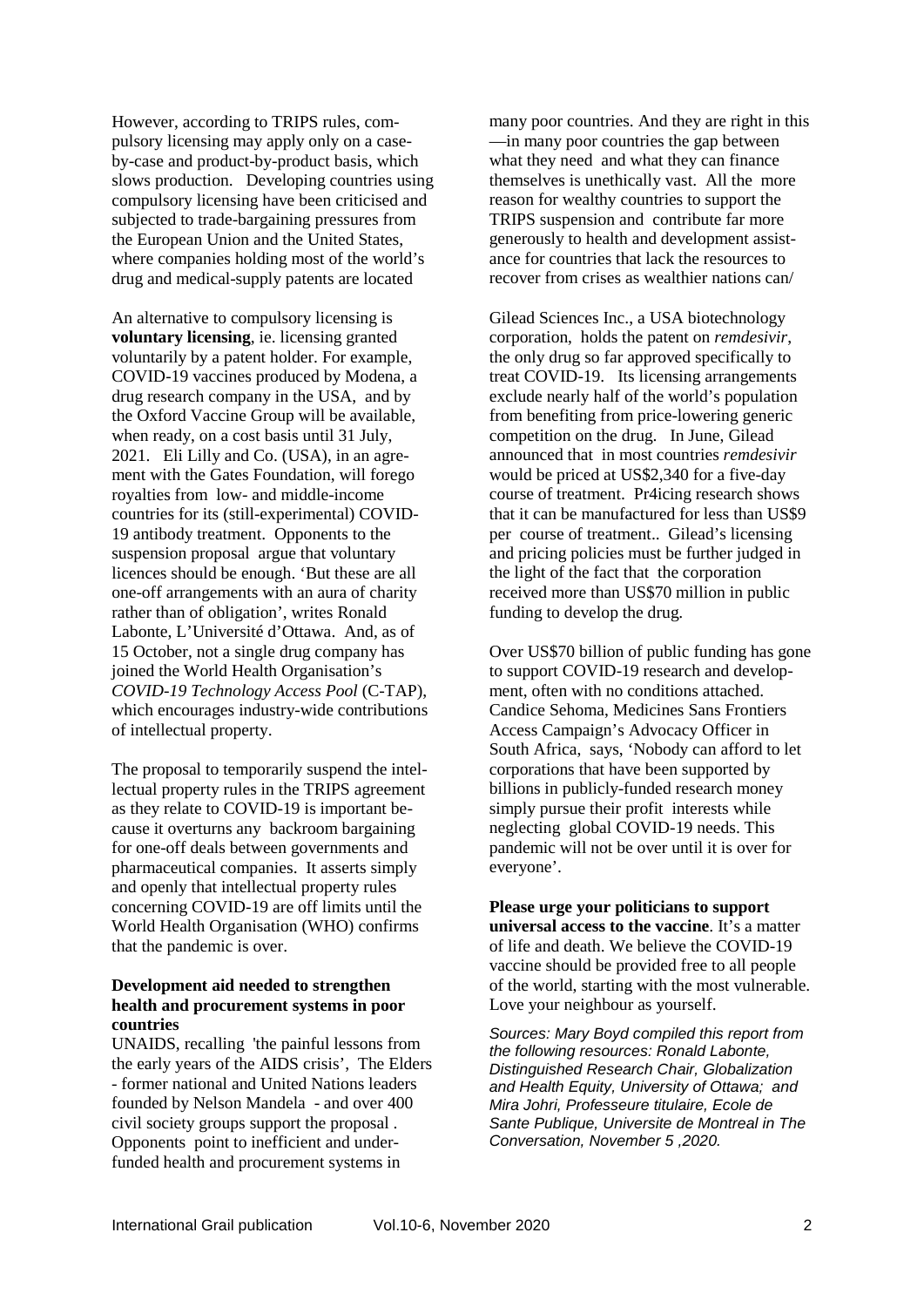However, according to TRIPS rules, compulsory licensing may apply only on a case-by-case and product-by-product basis, which slows production. Developing countries using compulsory licensing have been criticised and subjected to trade-bargaining pressures from the European Union and the United States, where companies holding most of the world's drug and medical-supply patents are located

An alternative to compulsory licensing is **voluntary licensing**, ie. licensing granted voluntarily by a patent holder. For example, COVID-19 vaccines produced by Modena, a drug research company in the USA, and by the Oxford Vaccine Group will be available, when ready, on a cost basis until 31 July, 2021. Eli Lilly and Co. (USA), in an agreement with the Gates Foundation, will forego royalties from low- and middle-income countries for its (still-experimental) COVID-19 antibody treatment. Opponents to the suspension proposal argue that voluntary licences should be enough. 'But these are all one-off arrangements with an aura of charity rather than of obligation', writes Ronald Labonte, L'Université d'Ottawa. And, as of 15 October, not a single drug company has joined the World Health Organisation's *COVID-19 Technology Access Pool* (C-TAP), which encourages industry-wide contributions of intellectual property.

The proposal to temporarily suspend the intellectual property rules in the TRIPS agreement as they relate to COVID-19 is important because it overturns any backroom bargaining for one-off deals between governments and pharmaceutical companies. It asserts simply and openly that intellectual property rules concerning COVID-19 are off limits until the World Health Organisation (WHO) confirms that the pandemic is over.

**Development aid needed to strengthen health and procurement systems in poor countries**

UNAIDS, recalling 'the painful lessons from the early years of the AIDS crisis', The Elders - former national and United Nations leaders founded by Nelson Mandela - and over 400 civil society groups support the proposal . Opponents point to inefficient and under-funded health and procurement systems in many poor countries. And they are right in this —in many poor countries the gap between what they need and what they can finance themselves is unethically vast. All the more reason for wealthy countries to support the TRIPS suspension and contribute far more generously to health and development assistance for countries that lack the resources to recover from crises as wealthier nations can/

Gilead Sciences Inc., a USA biotechnology corporation, holds the patent on *remdesivir*, the only drug so far approved specifically to treat COVID-19. Its licensing arrangements exclude nearly half of the world's population from benefiting from price-lowering generic competition on the drug. In June, Gilead announced that in most countries *remdesivir* would be priced at US$2,340 for a five-day course of treatment. Pr4icing research shows that it can be manufactured for less than US$9 per course of treatment.. Gilead's licensing and pricing policies must be further judged in the light of the fact that the corporation received more than US$70 million in public funding to develop the drug.

Over US$70 billion of public funding has gone to support COVID-19 research and development, often with no conditions attached. Candice Sehoma, Medicines Sans Frontiers Access Campaign's Advocacy Officer in South Africa, says, 'Nobody can afford to let corporations that have been supported by billions in publicly-funded research money simply pursue their profit interests while neglecting global COVID-19 needs. This pandemic will not be over until it is over for everyone'.

**Please urge your politicians to support universal access to the vaccine**. It's a matter of life and death. We believe the COVID-19 vaccine should be provided free to all people of the world, starting with the most vulnerable. Love your neighbour as yourself.

*Sources: Mary Boyd compiled this report from the following resources: Ronald Labonte, Distinguished Research Chair, Globalization and Health Equity, University of Ottawa; and Mira Johri, Professeure titulaire, Ecole de Sante Publique, Universite de Montreal in The Conversation, November 5 ,2020.*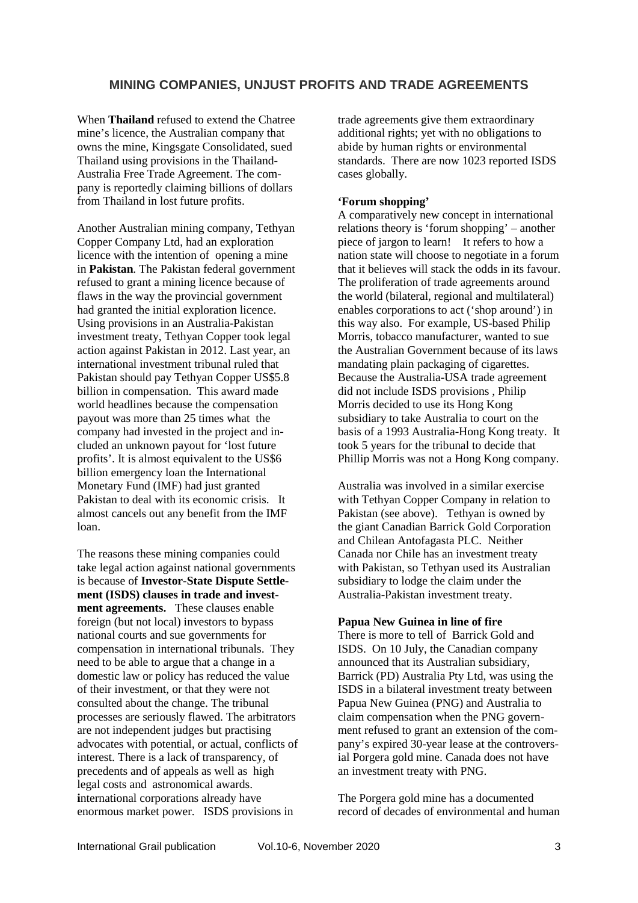## MINING COMPANIES, UNJUST PROFITS AND TRADE AGREEMENTS

When **Thailand** refused to extend the Chatree mine's licence, the Australian company that owns the mine, Kingsgate Consolidated, sued Thailand using provisions in the Thailand-Australia Free Trade Agreement. The company is reportedly claiming billions of dollars from Thailand in lost future profits.

Another Australian mining company, Tethyan Copper Company Ltd, had an exploration licence with the intention of opening a mine in **Pakistan**. The Pakistan federal government refused to grant a mining licence because of flaws in the way the provincial government had granted the initial exploration licence. Using provisions in an Australia-Pakistan investment treaty, Tethyan Copper took legal action against Pakistan in 2012. Last year, an international investment tribunal ruled that Pakistan should pay Tethyan Copper US$5.8 billion in compensation. This award made world headlines because the compensation payout was more than 25 times what the company had invested in the project and included an unknown payout for 'lost future profits'. It is almost equivalent to the US$6 billion emergency loan the International Monetary Fund (IMF) had just granted Pakistan to deal with its economic crisis. It almost cancels out any benefit from the IMF loan.

The reasons these mining companies could take legal action against national governments is because of **Investor-State Dispute Settlement (ISDS) clauses in trade and investment agreements.** These clauses enable foreign (but not local) investors to bypass national courts and sue governments for compensation in international tribunals. They need to be able to argue that a change in a domestic law or policy has reduced the value of their investment, or that they were not consulted about the change. The tribunal processes are seriously flawed. The arbitrators are not independent judges but practising advocates with potential, or actual, conflicts of interest. There is a lack of transparency, of precedents and of appeals as well as high legal costs and astronomical awards. **i**nternational corporations already have enormous market power. ISDS provisions in trade agreements give them extraordinary additional rights; yet with no obligations to abide by human rights or environmental standards. There are now 1023 reported ISDS cases globally.

**'Forum shopping'**

A comparatively new concept in international relations theory is 'forum shopping' – another piece of jargon to learn! It refers to how a nation state will choose to negotiate in a forum that it believes will stack the odds in its favour. The proliferation of trade agreements around the world (bilateral, regional and multilateral) enables corporations to act ('shop around') in this way also. For example, US-based Philip Morris, tobacco manufacturer, wanted to sue the Australian Government because of its laws mandating plain packaging of cigarettes. Because the Australia-USA trade agreement did not include ISDS provisions , Philip Morris decided to use its Hong Kong subsidiary to take Australia to court on the basis of a 1993 Australia-Hong Kong treaty. It took 5 years for the tribunal to decide that Phillip Morris was not a Hong Kong company.

Australia was involved in a similar exercise with Tethyan Copper Company in relation to Pakistan (see above). Tethyan is owned by the giant Canadian Barrick Gold Corporation and Chilean Antofagasta PLC. Neither Canada nor Chile has an investment treaty with Pakistan, so Tethyan used its Australian subsidiary to lodge the claim under the Australia-Pakistan investment treaty.

**Papua New Guinea in line of fire**

There is more to tell of Barrick Gold and ISDS. On 10 July, the Canadian company announced that its Australian subsidiary, Barrick (PD) Australia Pty Ltd, was using the ISDS in a bilateral investment treaty between Papua New Guinea (PNG) and Australia to claim compensation when the PNG government refused to grant an extension of the company's expired 30-year lease at the controversial Porgera gold mine. Canada does not have an investment treaty with PNG.

The Porgera gold mine has a documented record of decades of environmental and human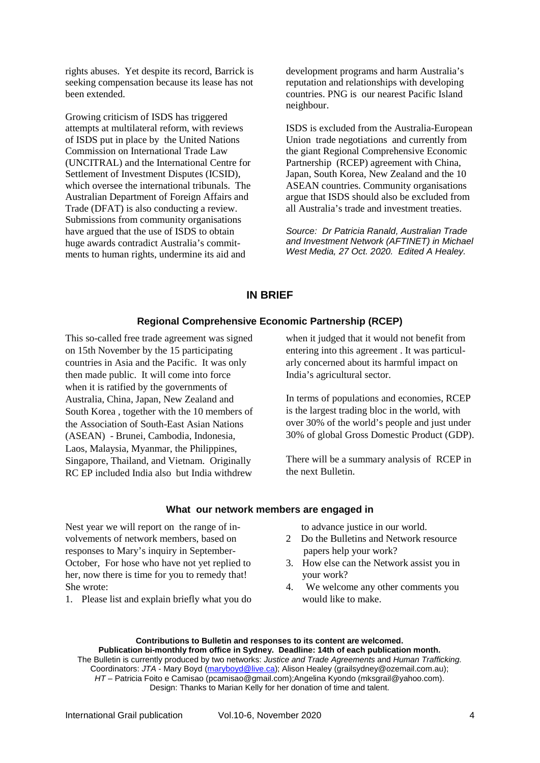rights abuses. Yet despite its record, Barrick is seeking compensation because its lease has not been extended.

Growing criticism of ISDS has triggered attempts at multilateral reform, with reviews of ISDS put in place by the United Nations Commission on International Trade Law (UNCITRAL) and the International Centre for Settlement of Investment Disputes (ICSID), which oversee the international tribunals. The Australian Department of Foreign Affairs and Trade (DFAT) is also conducting a review. Submissions from community organisations have argued that the use of ISDS to obtain huge awards contradict Australia's commitments to human rights, undermine its aid and development programs and harm Australia's reputation and relationships with developing countries. PNG is our nearest Pacific Island neighbour.

ISDS is excluded from the Australia-European Union trade negotiations and currently from the giant Regional Comprehensive Economic Partnership (RCEP) agreement with China, Japan, South Korea, New Zealand and the 10 ASEAN countries. Community organisations argue that ISDS should also be excluded from all Australia's trade and investment treaties.

*Source: Dr Patricia Ranald, Australian Trade and Investment Network (AFTINET) in Michael West Media, 27 Oct. 2020. Edited A Healey.*

## IN BRIEF

### Regional Comprehensive Economic Partnership (RCEP)

This so-called free trade agreement was signed on 15th November by the 15 participating countries in Asia and the Pacific. It was only then made public. It will come into force when it is ratified by the governments of Australia, China, Japan, New Zealand and South Korea , together with the 10 members of the Association of South-East Asian Nations (ASEAN) - Brunei, Cambodia, Indonesia, Laos, Malaysia, Myanmar, the Philippines, Singapore, Thailand, and Vietnam. Originally RC EP included India also but India withdrew when it judged that it would not benefit from entering into this agreement . It was particularly concerned about its harmful impact on India's agricultural sector.

In terms of populations and economies, RCEP is the largest trading bloc in the world, with over 30% of the world's people and just under 30% of global Gross Domestic Product (GDP).

There will be a summary analysis of RCEP in the next Bulletin.

### What our network members are engaged in

Nest year we will report on the range of involvements of network members, based on responses to Mary's inquiry in September-October, For hose who have not yet replied to her, now there is time for you to remedy that! She wrote:

1. Please list and explain briefly what you do to advance justice in our world.
2. Do the Bulletins and Network resource papers help your work?
3. How else can the Network assist you in your work?
4. We welcome any other comments you would like to make.

**Contributions to Bulletin and responses to its content are welcomed.**
**Publication bi-monthly from office in Sydney. Deadline: 14th of each publication month.**
The Bulletin is currently produced by two networks: *Justice and Trade Agreements* and *Human Trafficking.*
Coordinators: *JTA* - Mary Boyd (maryboyd@live.ca); Alison Healey (grailsydney@ozemail.com.au);
*HT* – Patricia Foito e Camisao (pcamisao@gmail.com);Angelina Kyondo (mksgrail@yahoo.com).
Design: Thanks to Marian Kelly for her donation of time and talent.